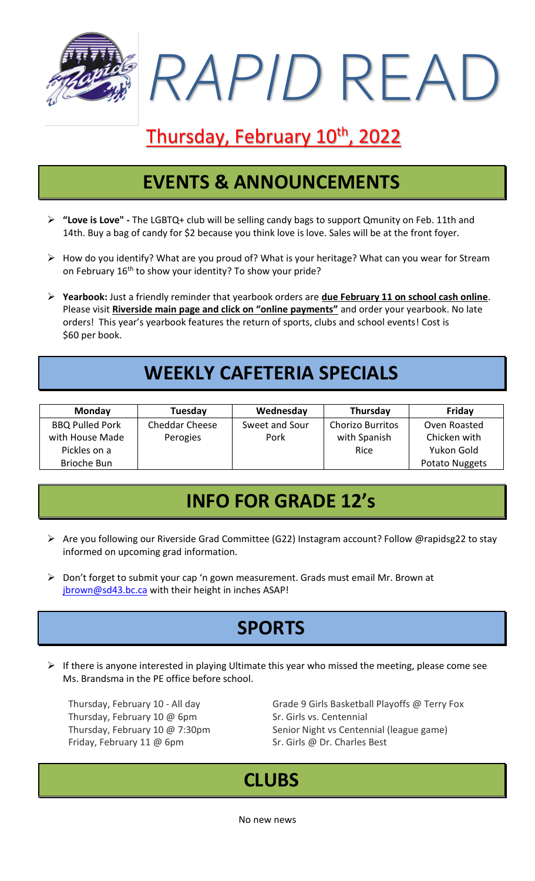# *RAPID* READ

## Thursday, February 10th, 2022

## EVENTS & ANNOUNCEMENTS

- **"Love is Love" -** The LGBTQ+ club will be selling candy bags to support Qmunity on Feb. 11th and 14th. Buy a bag of candy for $2 because you think love is love. Sales will be at the front foyer.
- How do you identify? What are you proud of? What is your heritage? What can you wear for Stream on February 16th to show your identity? To show your pride?
- **Yearbook:** Just a friendly reminder that yearbook orders are **due February 11 on school cash online**. Please visit **Riverside main page and click on "online payments"** and order your yearbook. No late orders! This year's yearbook features the return of sports, clubs and school events! Cost is $60 per book.

## WEEKLY CAFETERIA SPECIALS

| Monday | Tuesday | Wednesday | Thursday | Friday |
|---|---|---|---|---|
| BBQ Pulled Pork with House Made Pickles on a Brioche Bun | Cheddar Cheese Perogies | Sweet and Sour Pork | Chorizo Burritos with Spanish Rice | Oven Roasted Chicken with Yukon Gold Potato Nuggets |

## INFO FOR GRADE 12's

- Are you following our Riverside Grad Committee (G22) Instagram account? Follow @rapidsg22 to stay informed on upcoming grad information.
- Don't forget to submit your cap 'n gown measurement. Grads must email Mr. Brown at jbrown@sd43.bc.ca with their height in inches ASAP!

## SPORTS

- If there is anyone interested in playing Ultimate this year who missed the meeting, please come see Ms. Brandsma in the PE office before school.

| | |
|---|---|
| Thursday, February 10 - All day | Grade 9 Girls Basketball Playoffs @ Terry Fox |
| Thursday, February 10 @ 6pm | Sr. Girls vs. Centennial |
| Thursday, February 10 @ 7:30pm | Senior Night vs Centennial (league game) |
| Friday, February 11 @ 6pm | Sr. Girls @ Dr. Charles Best |

## CLUBS

No new news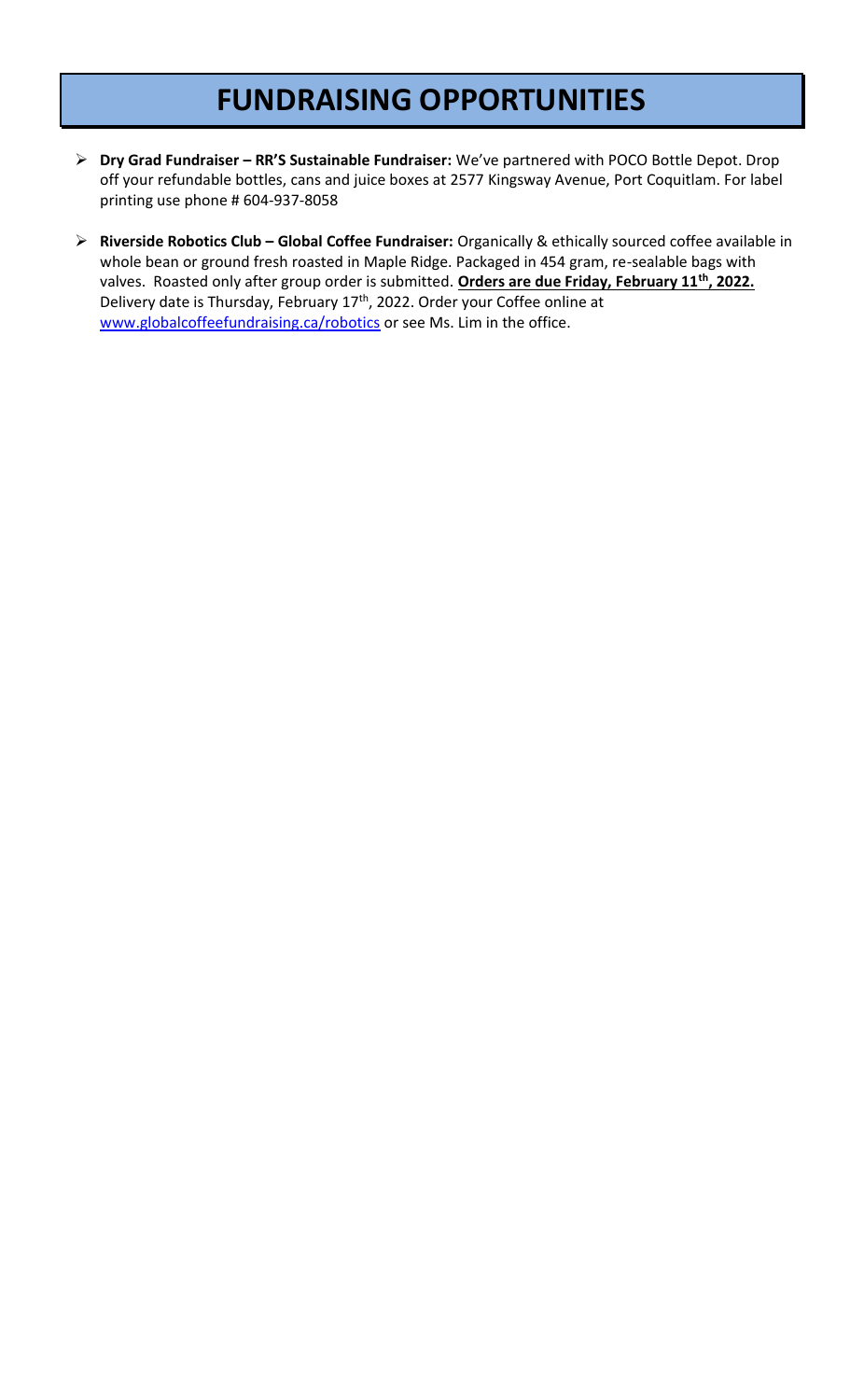# FUNDRAISING OPPORTUNITIES

- **Dry Grad Fundraiser – RR'S Sustainable Fundraiser:** We've partnered with POCO Bottle Depot. Drop off your refundable bottles, cans and juice boxes at 2577 Kingsway Avenue, Port Coquitlam. For label printing use phone # 604-937-8058
- **Riverside Robotics Club – Global Coffee Fundraiser:** Organically & ethically sourced coffee available in whole bean or ground fresh roasted in Maple Ridge. Packaged in 454 gram, re-sealable bags with valves. Roasted only after group order is submitted. **Orders are due Friday, February 11th, 2022.** Delivery date is Thursday, February 17th, 2022. Order your Coffee online at www.globalcoffeefundraising.ca/robotics or see Ms. Lim in the office.